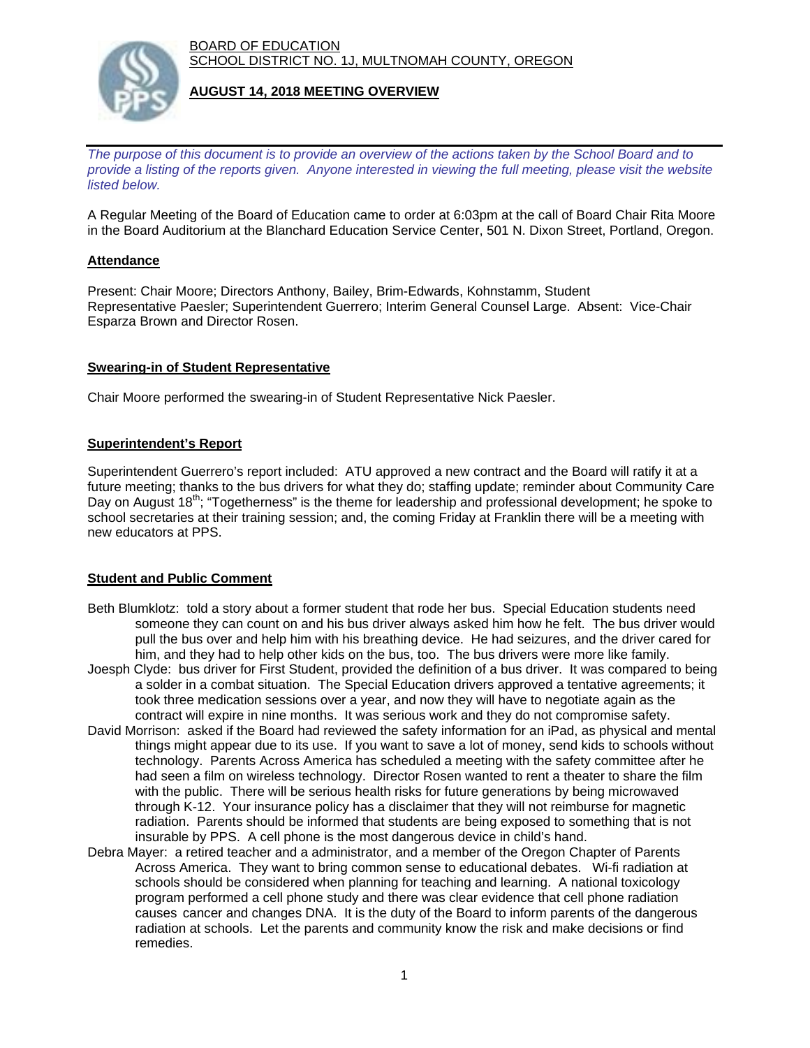BOARD OF EDUCATION
SCHOOL DISTRICT NO. 1J, MULTNOMAH COUNTY, OREGON

## AUGUST 14, 2018 MEETING OVERVIEW

*The purpose of this document is to provide an overview of the actions taken by the School Board and to provide a listing of the reports given. Anyone interested in viewing the full meeting, please visit the website listed below.*

A Regular Meeting of the Board of Education came to order at 6:03pm at the call of Board Chair Rita Moore in the Board Auditorium at the Blanchard Education Service Center, 501 N. Dixon Street, Portland, Oregon.

### Attendance

Present: Chair Moore; Directors Anthony, Bailey, Brim-Edwards, Kohnstamm, Student Representative Paesler; Superintendent Guerrero; Interim General Counsel Large. Absent: Vice-Chair Esparza Brown and Director Rosen.

### Swearing-in of Student Representative

Chair Moore performed the swearing-in of Student Representative Nick Paesler.

### Superintendent's Report

Superintendent Guerrero's report included: ATU approved a new contract and the Board will ratify it at a future meeting; thanks to the bus drivers for what they do; staffing update; reminder about Community Care Day on August 18th; "Togetherness" is the theme for leadership and professional development; he spoke to school secretaries at their training session; and, the coming Friday at Franklin there will be a meeting with new educators at PPS.

### Student and Public Comment

Beth Blumklotz: told a story about a former student that rode her bus. Special Education students need someone they can count on and his bus driver always asked him how he felt. The bus driver would pull the bus over and help him with his breathing device. He had seizures, and the driver cared for him, and they had to help other kids on the bus, too. The bus drivers were more like family.

Joesph Clyde: bus driver for First Student, provided the definition of a bus driver. It was compared to being a solder in a combat situation. The Special Education drivers approved a tentative agreements; it took three medication sessions over a year, and now they will have to negotiate again as the contract will expire in nine months. It was serious work and they do not compromise safety.

David Morrison: asked if the Board had reviewed the safety information for an iPad, as physical and mental things might appear due to its use. If you want to save a lot of money, send kids to schools without technology. Parents Across America has scheduled a meeting with the safety committee after he had seen a film on wireless technology. Director Rosen wanted to rent a theater to share the film with the public. There will be serious health risks for future generations by being microwaved through K-12. Your insurance policy has a disclaimer that they will not reimburse for magnetic radiation. Parents should be informed that students are being exposed to something that is not insurable by PPS. A cell phone is the most dangerous device in child's hand.

Debra Mayer: a retired teacher and a administrator, and a member of the Oregon Chapter of Parents Across America. They want to bring common sense to educational debates. Wi-fi radiation at schools should be considered when planning for teaching and learning. A national toxicology program performed a cell phone study and there was clear evidence that cell phone radiation causes cancer and changes DNA. It is the duty of the Board to inform parents of the dangerous radiation at schools. Let the parents and community know the risk and make decisions or find remedies.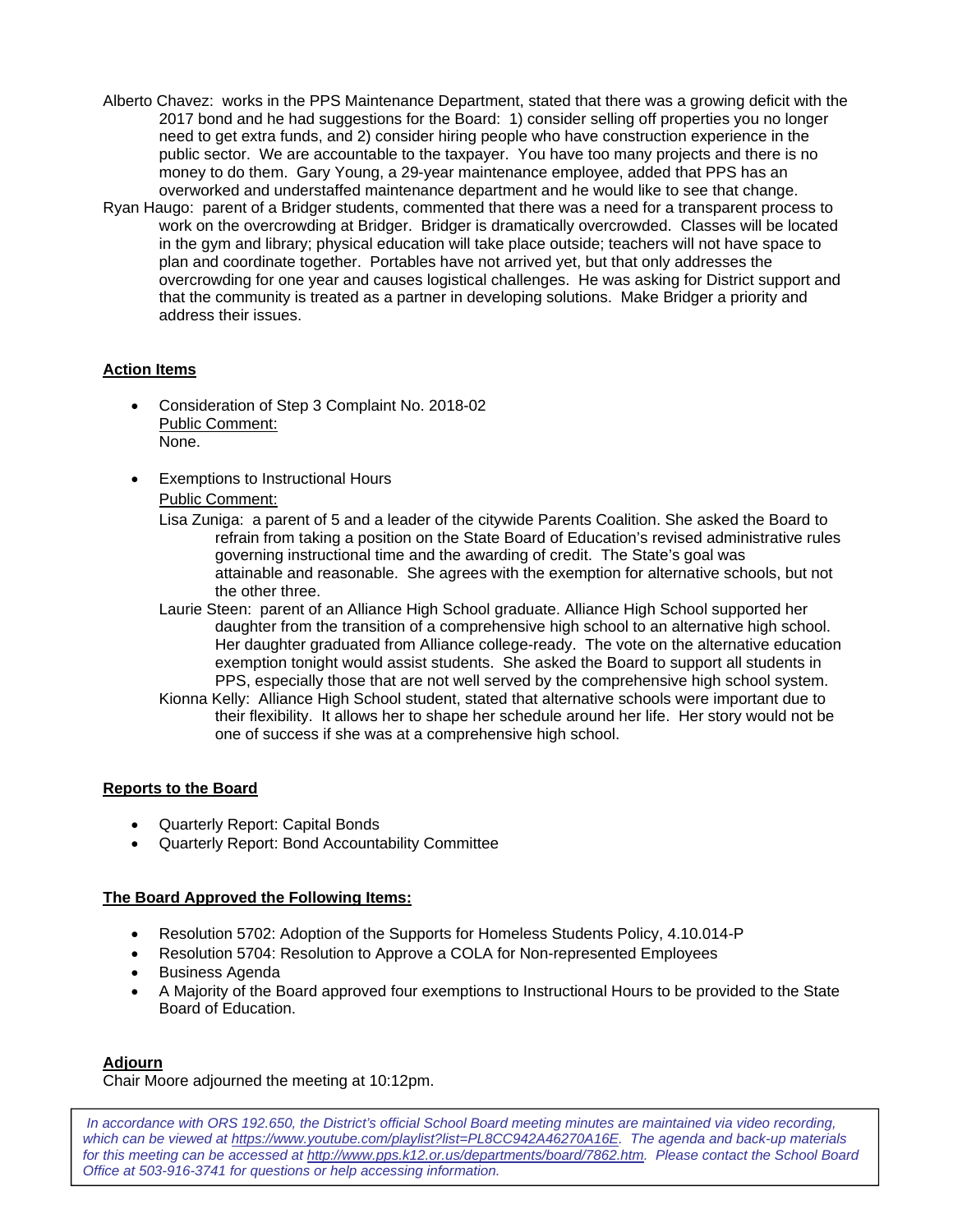Alberto Chavez: works in the PPS Maintenance Department, stated that there was a growing deficit with the 2017 bond and he had suggestions for the Board: 1) consider selling off properties you no longer need to get extra funds, and 2) consider hiring people who have construction experience in the public sector. We are accountable to the taxpayer. You have too many projects and there is no money to do them. Gary Young, a 29-year maintenance employee, added that PPS has an overworked and understaffed maintenance department and he would like to see that change.

Ryan Haugo: parent of a Bridger students, commented that there was a need for a transparent process to work on the overcrowding at Bridger. Bridger is dramatically overcrowded. Classes will be located in the gym and library; physical education will take place outside; teachers will not have space to plan and coordinate together. Portables have not arrived yet, but that only addresses the overcrowding for one year and causes logistical challenges. He was asking for District support and that the community is treated as a partner in developing solutions. Make Bridger a priority and address their issues.

**Action Items**

- Consideration of Step 3 Complaint No. 2018-02
  Public Comment:
  None.

- Exemptions to Instructional Hours
  Public Comment:

  Lisa Zuniga: a parent of 5 and a leader of the citywide Parents Coalition. She asked the Board to refrain from taking a position on the State Board of Education's revised administrative rules governing instructional time and the awarding of credit. The State's goal was attainable and reasonable. She agrees with the exemption for alternative schools, but not the other three.

  Laurie Steen: parent of an Alliance High School graduate. Alliance High School supported her daughter from the transition of a comprehensive high school to an alternative high school. Her daughter graduated from Alliance college-ready. The vote on the alternative education exemption tonight would assist students. She asked the Board to support all students in PPS, especially those that are not well served by the comprehensive high school system.

  Kionna Kelly: Alliance High School student, stated that alternative schools were important due to their flexibility. It allows her to shape her schedule around her life. Her story would not be one of success if she was at a comprehensive high school.

**Reports to the Board**

- Quarterly Report: Capital Bonds
- Quarterly Report: Bond Accountability Committee

**The Board Approved the Following Items:**

- Resolution 5702: Adoption of the Supports for Homeless Students Policy, 4.10.014-P
- Resolution 5704: Resolution to Approve a COLA for Non-represented Employees
- Business Agenda
- A Majority of the Board approved four exemptions to Instructional Hours to be provided to the State Board of Education.

**Adjourn**

Chair Moore adjourned the meeting at 10:12pm.

*In accordance with ORS 192.650, the District's official School Board meeting minutes are maintained via video recording, which can be viewed at https://www.youtube.com/playlist?list=PL8CC942A46270A16E. The agenda and back-up materials for this meeting can be accessed at http://www.pps.k12.or.us/departments/board/7862.htm. Please contact the School Board Office at 503-916-3741 for questions or help accessing information.*